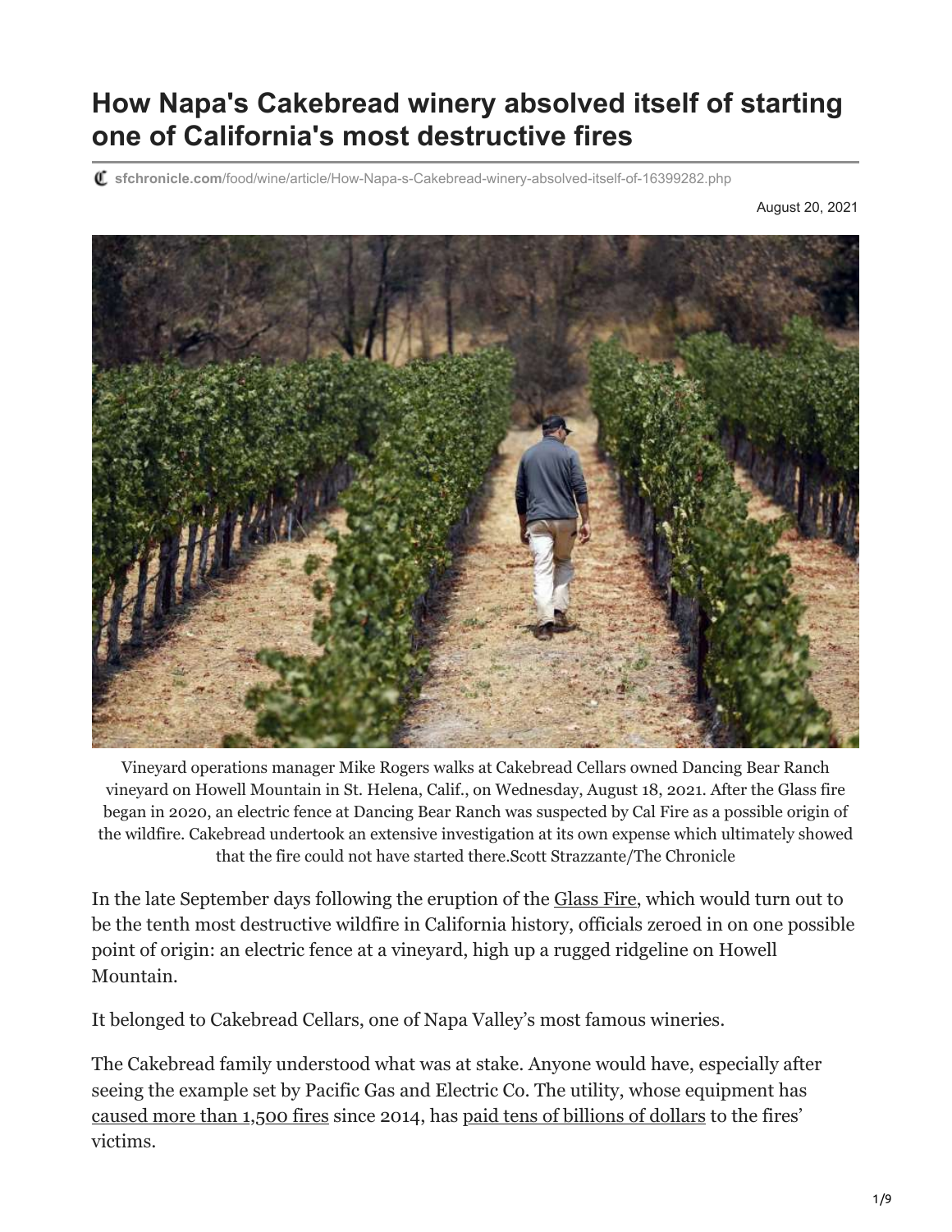# How Napa's Cakebread winery absolved itself of starting one of California's most destructive fires

sfchronicle.com/food/wine/article/How-Napa-s-Cakebread-winery-absolved-itself-of-16399282.php

August 20, 2021

Vineyard operations manager Mike Rogers walks at Cakebread Cellars owned Dancing Bear Ranch vineyard on Howell Mountain in St. Helena, Calif., on Wednesday, August 18, 2021. After the Glass fire began in 2020, an electric fence at Dancing Bear Ranch was suspected by Cal Fire as a possible origin of the wildfire. Cakebread undertook an extensive investigation at its own expense which ultimately showed that the fire could not have started there.Scott Strazzante/The Chronicle

In the late September days following the eruption of the Glass Fire, which would turn out to be the tenth most destructive wildfire in California history, officials zeroed in on one possible point of origin: an electric fence at a vineyard, high up a rugged ridgeline on Howell Mountain.

It belonged to Cakebread Cellars, one of Napa Valley's most famous wineries.

The Cakebread family understood what was at stake. Anyone would have, especially after seeing the example set by Pacific Gas and Electric Co. The utility, whose equipment has caused more than 1,500 fires since 2014, has paid tens of billions of dollars to the fires' victims.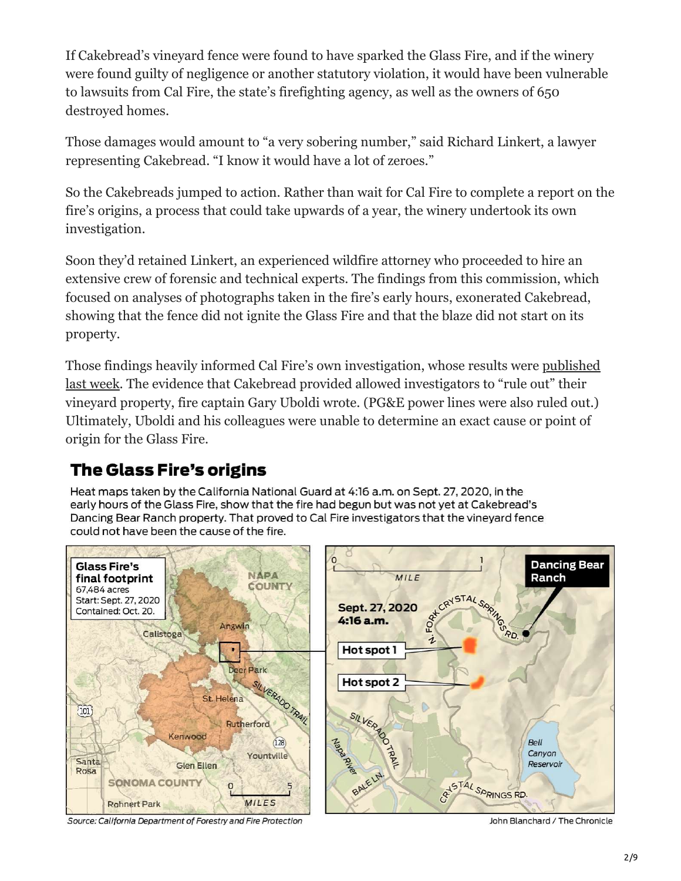If Cakebread's vineyard fence were found to have sparked the Glass Fire, and if the winery were found guilty of negligence or another statutory violation, it would have been vulnerable to lawsuits from Cal Fire, the state's firefighting agency, as well as the owners of 650 destroyed homes.

Those damages would amount to "a very sobering number," said Richard Linkert, a lawyer representing Cakebread. "I know it would have a lot of zeroes."

So the Cakebreads jumped to action. Rather than wait for Cal Fire to complete a report on the fire's origins, a process that could take upwards of a year, the winery undertook its own investigation.

Soon they'd retained Linkert, an experienced wildfire attorney who proceeded to hire an extensive crew of forensic and technical experts. The findings from this commission, which focused on analyses of photographs taken in the fire's early hours, exonerated Cakebread, showing that the fence did not ignite the Glass Fire and that the blaze did not start on its property.

Those findings heavily informed Cal Fire's own investigation, whose results were published last week. The evidence that Cakebread provided allowed investigators to "rule out" their vineyard property, fire captain Gary Uboldi wrote. (PG&E power lines were also ruled out.) Ultimately, Uboldi and his colleagues were unable to determine an exact cause or point of origin for the Glass Fire.

## The Glass Fire's origins

Heat maps taken by the California National Guard at 4:16 a.m. on Sept. 27, 2020, in the early hours of the Glass Fire, show that the fire had begun but was not yet at Cakebread's Dancing Bear Ranch property. That proved to Cal Fire investigators that the vineyard fence could not have been the cause of the fire.

**Glass Fire's final footprint**
67,484 acres
Start: Sept. 27, 2020
Contained: Oct. 20.

Calistoga, Angwin, NAPA COUNTY, Deer Park, St. Helena, SILVERADO TRAIL, Rutherford, Kenwood, Yountville, Santa Rosa, Glen Ellen, SONOMA COUNTY, Rohnert Park, 101, 128, 0–5 MILES

**Sept. 27, 2020 4:16 a.m.**

**Dancing Bear Ranch**

**Hot spot 1**

**Hot spot 2**

N. FORK CRYSTAL SPRINGS RD., SILVERADO TRAIL, Napa River, BALE LN., CRYSTAL SPRINGS RD., Bell Canyon Reservoir, 0–1 MILE

*Source: California Department of Forestry and Fire Protection*

John Blanchard / The Chronicle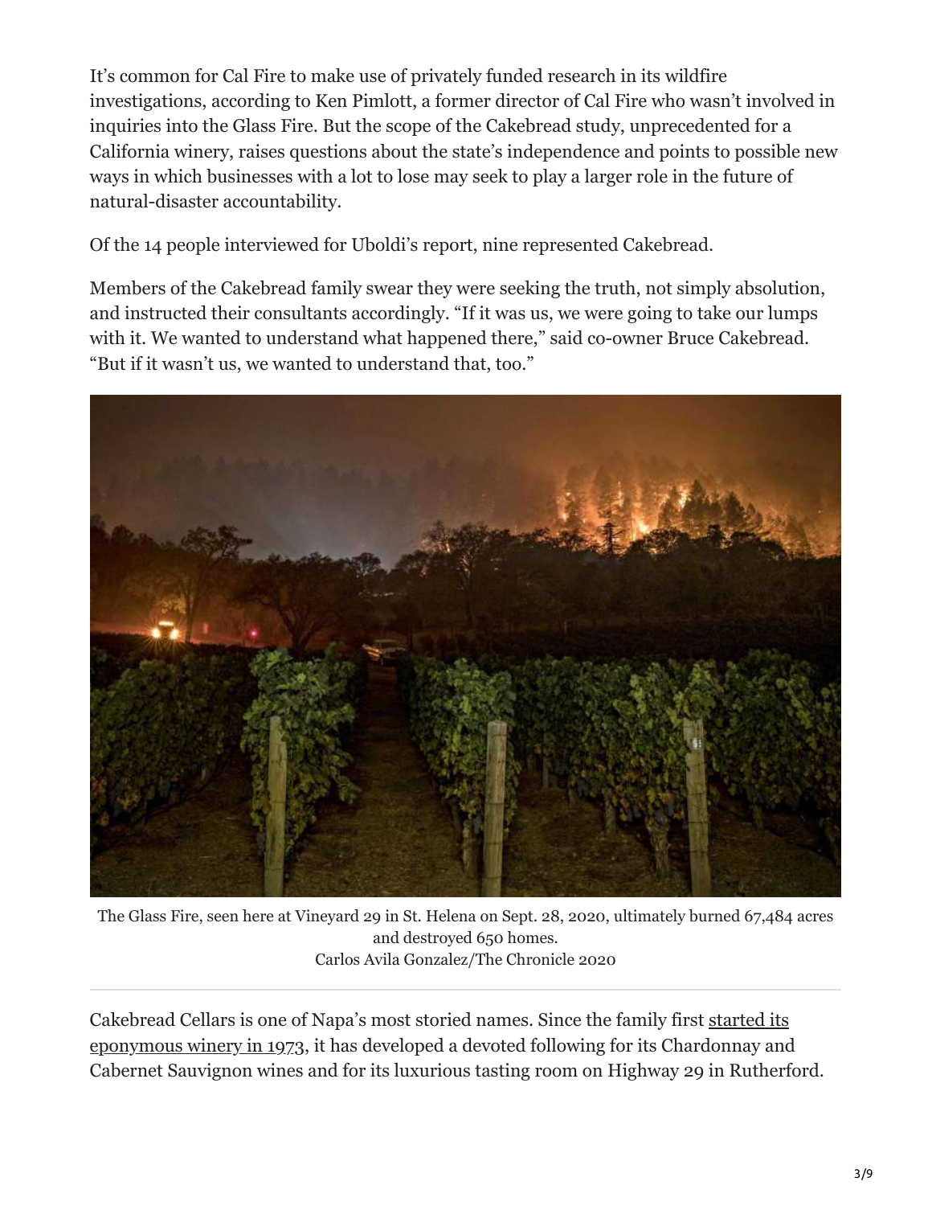It's common for Cal Fire to make use of privately funded research in its wildfire investigations, according to Ken Pimlott, a former director of Cal Fire who wasn't involved in inquiries into the Glass Fire. But the scope of the Cakebread study, unprecedented for a California winery, raises questions about the state's independence and points to possible new ways in which businesses with a lot to lose may seek to play a larger role in the future of natural-disaster accountability.

Of the 14 people interviewed for Uboldi's report, nine represented Cakebread.

Members of the Cakebread family swear they were seeking the truth, not simply absolution, and instructed their consultants accordingly. "If it was us, we were going to take our lumps with it. We wanted to understand what happened there," said co-owner Bruce Cakebread. "But if it wasn't us, we wanted to understand that, too."

The Glass Fire, seen here at Vineyard 29 in St. Helena on Sept. 28, 2020, ultimately burned 67,484 acres and destroyed 650 homes.
Carlos Avila Gonzalez/The Chronicle 2020

Cakebread Cellars is one of Napa's most storied names. Since the family first started its eponymous winery in 1973, it has developed a devoted following for its Chardonnay and Cabernet Sauvignon wines and for its luxurious tasting room on Highway 29 in Rutherford.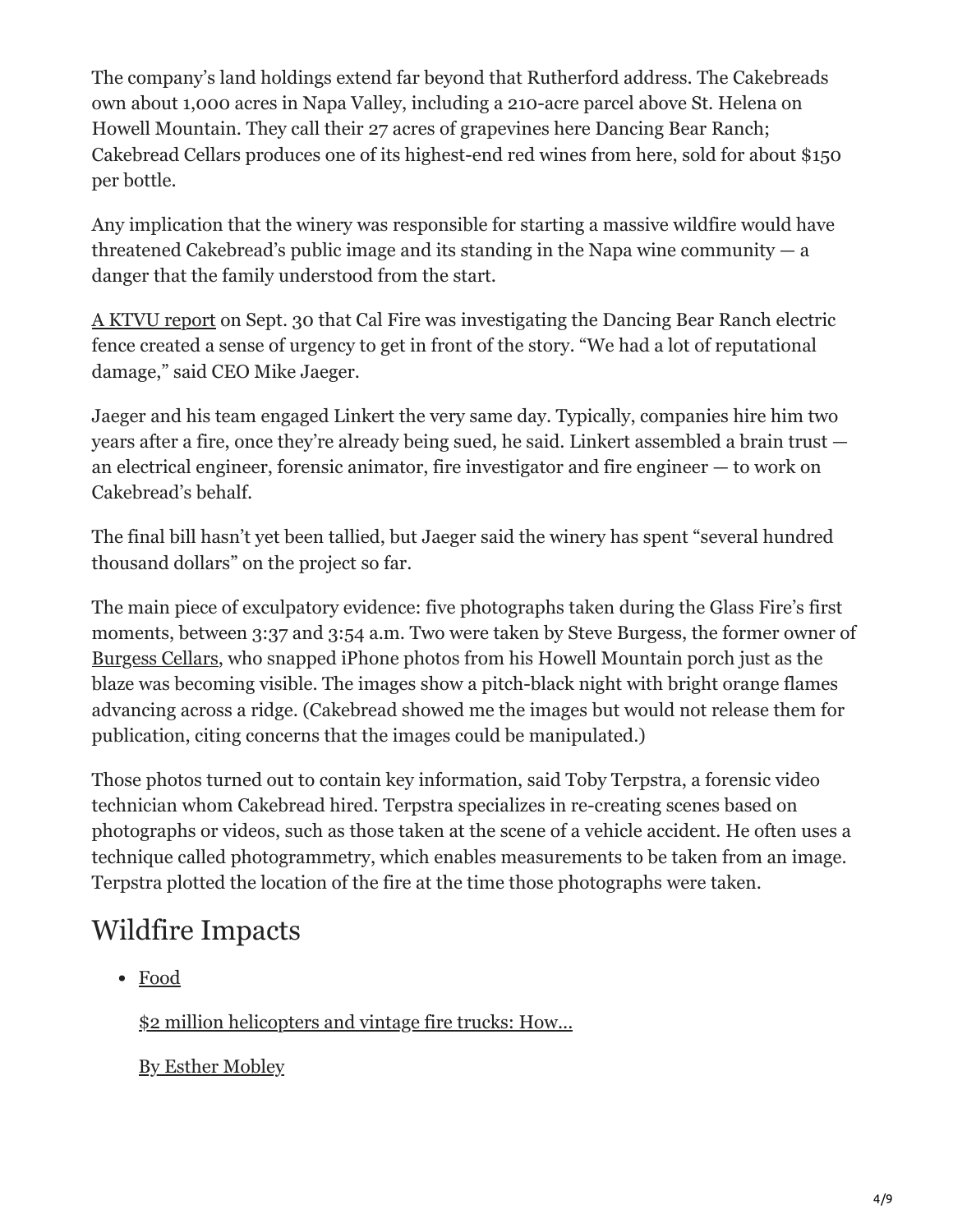The company's land holdings extend far beyond that Rutherford address. The Cakebreads own about 1,000 acres in Napa Valley, including a 210-acre parcel above St. Helena on Howell Mountain. They call their 27 acres of grapevines here Dancing Bear Ranch; Cakebread Cellars produces one of its highest-end red wines from here, sold for about $150 per bottle.

Any implication that the winery was responsible for starting a massive wildfire would have threatened Cakebread's public image and its standing in the Napa wine community — a danger that the family understood from the start.

A KTVU report on Sept. 30 that Cal Fire was investigating the Dancing Bear Ranch electric fence created a sense of urgency to get in front of the story. "We had a lot of reputational damage," said CEO Mike Jaeger.

Jaeger and his team engaged Linkert the very same day. Typically, companies hire him two years after a fire, once they're already being sued, he said. Linkert assembled a brain trust — an electrical engineer, forensic animator, fire investigator and fire engineer — to work on Cakebread's behalf.

The final bill hasn't yet been tallied, but Jaeger said the winery has spent "several hundred thousand dollars" on the project so far.

The main piece of exculpatory evidence: five photographs taken during the Glass Fire's first moments, between 3:37 and 3:54 a.m. Two were taken by Steve Burgess, the former owner of Burgess Cellars, who snapped iPhone photos from his Howell Mountain porch just as the blaze was becoming visible. The images show a pitch-black night with bright orange flames advancing across a ridge. (Cakebread showed me the images but would not release them for publication, citing concerns that the images could be manipulated.)

Those photos turned out to contain key information, said Toby Terpstra, a forensic video technician whom Cakebread hired. Terpstra specializes in re-creating scenes based on photographs or videos, such as those taken at the scene of a vehicle accident. He often uses a technique called photogrammetry, which enables measurements to be taken from an image. Terpstra plotted the location of the fire at the time those photographs were taken.

## Wildfire Impacts

- Food

  $2 million helicopters and vintage fire trucks: How...

  By Esther Mobley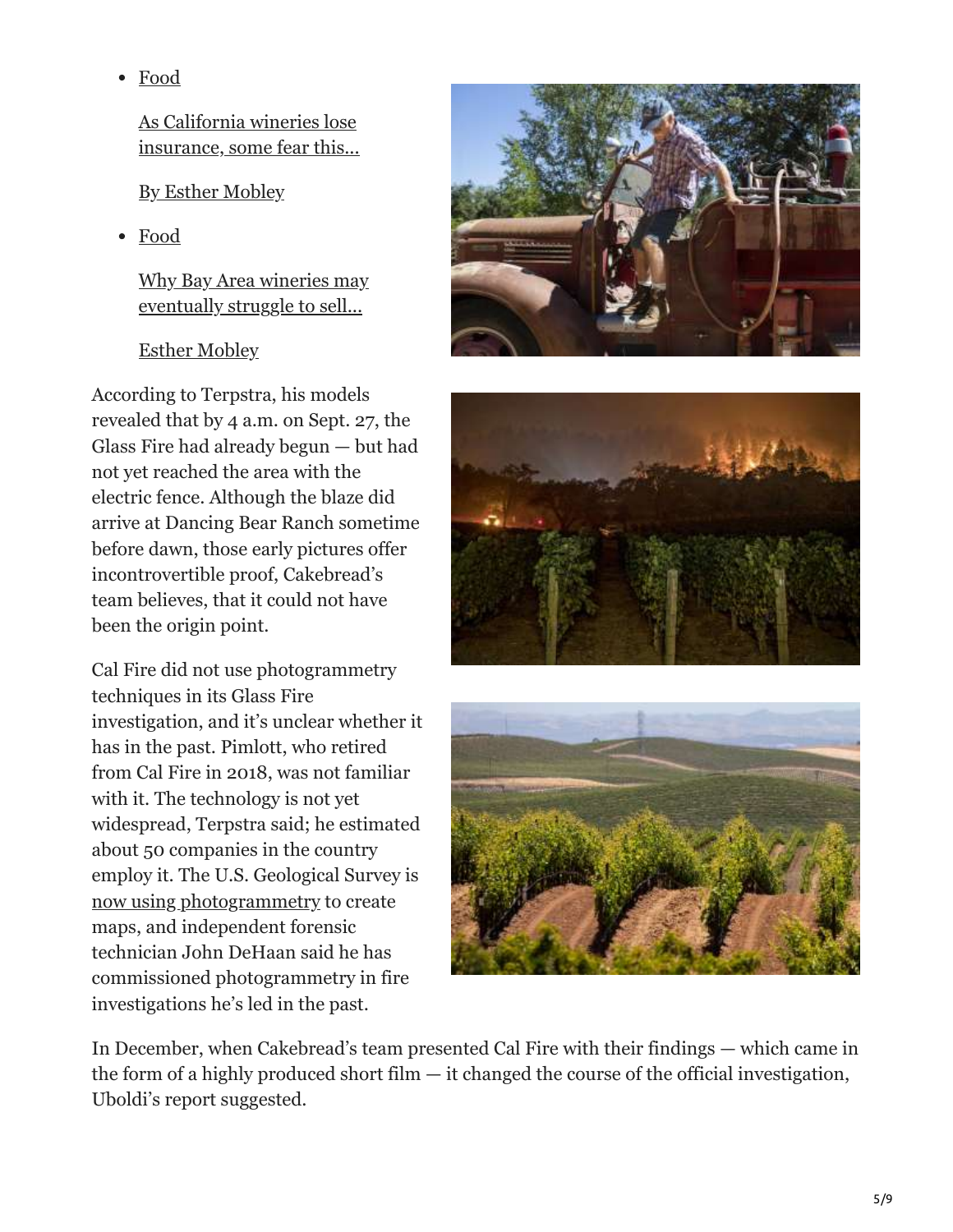- Food

  As California wineries lose insurance, some fear this...

  By Esther Mobley

- Food

  Why Bay Area wineries may eventually struggle to sell...

  Esther Mobley

According to Terpstra, his models revealed that by 4 a.m. on Sept. 27, the Glass Fire had already begun — but had not yet reached the area with the electric fence. Although the blaze did arrive at Dancing Bear Ranch sometime before dawn, those early pictures offer incontrovertible proof, Cakebread's team believes, that it could not have been the origin point.

Cal Fire did not use photogrammetry techniques in its Glass Fire investigation, and it's unclear whether it has in the past. Pimlott, who retired from Cal Fire in 2018, was not familiar with it. The technology is not yet widespread, Terpstra said; he estimated about 50 companies in the country employ it. The U.S. Geological Survey is now using photogrammetry to create maps, and independent forensic technician John DeHaan said he has commissioned photogrammetry in fire investigations he's led in the past.

In December, when Cakebread's team presented Cal Fire with their findings — which came in the form of a highly produced short film — it changed the course of the official investigation, Uboldi's report suggested.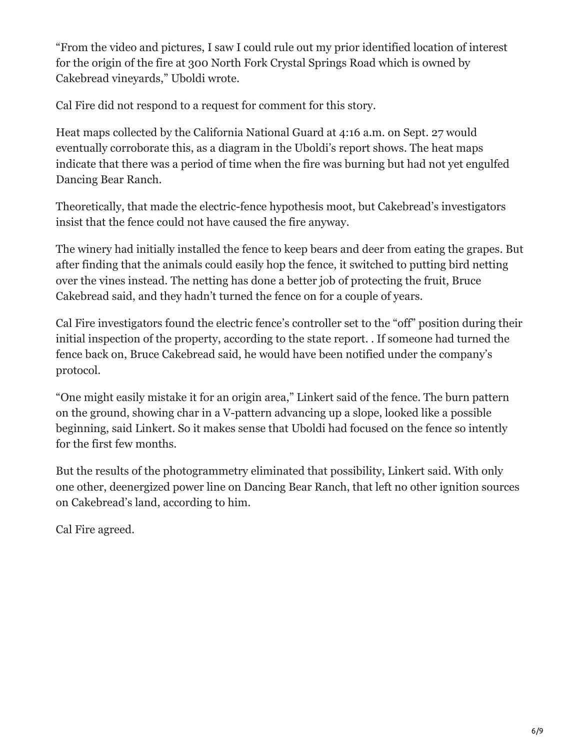"From the video and pictures, I saw I could rule out my prior identified location of interest for the origin of the fire at 300 North Fork Crystal Springs Road which is owned by Cakebread vineyards," Uboldi wrote.

Cal Fire did not respond to a request for comment for this story.

Heat maps collected by the California National Guard at 4:16 a.m. on Sept. 27 would eventually corroborate this, as a diagram in the Uboldi's report shows. The heat maps indicate that there was a period of time when the fire was burning but had not yet engulfed Dancing Bear Ranch.

Theoretically, that made the electric-fence hypothesis moot, but Cakebread's investigators insist that the fence could not have caused the fire anyway.

The winery had initially installed the fence to keep bears and deer from eating the grapes. But after finding that the animals could easily hop the fence, it switched to putting bird netting over the vines instead. The netting has done a better job of protecting the fruit, Bruce Cakebread said, and they hadn't turned the fence on for a couple of years.

Cal Fire investigators found the electric fence's controller set to the "off" position during their initial inspection of the property, according to the state report. . If someone had turned the fence back on, Bruce Cakebread said, he would have been notified under the company's protocol.

"One might easily mistake it for an origin area," Linkert said of the fence. The burn pattern on the ground, showing char in a V-pattern advancing up a slope, looked like a possible beginning, said Linkert. So it makes sense that Uboldi had focused on the fence so intently for the first few months.

But the results of the photogrammetry eliminated that possibility, Linkert said. With only one other, deenergized power line on Dancing Bear Ranch, that left no other ignition sources on Cakebread's land, according to him.

Cal Fire agreed.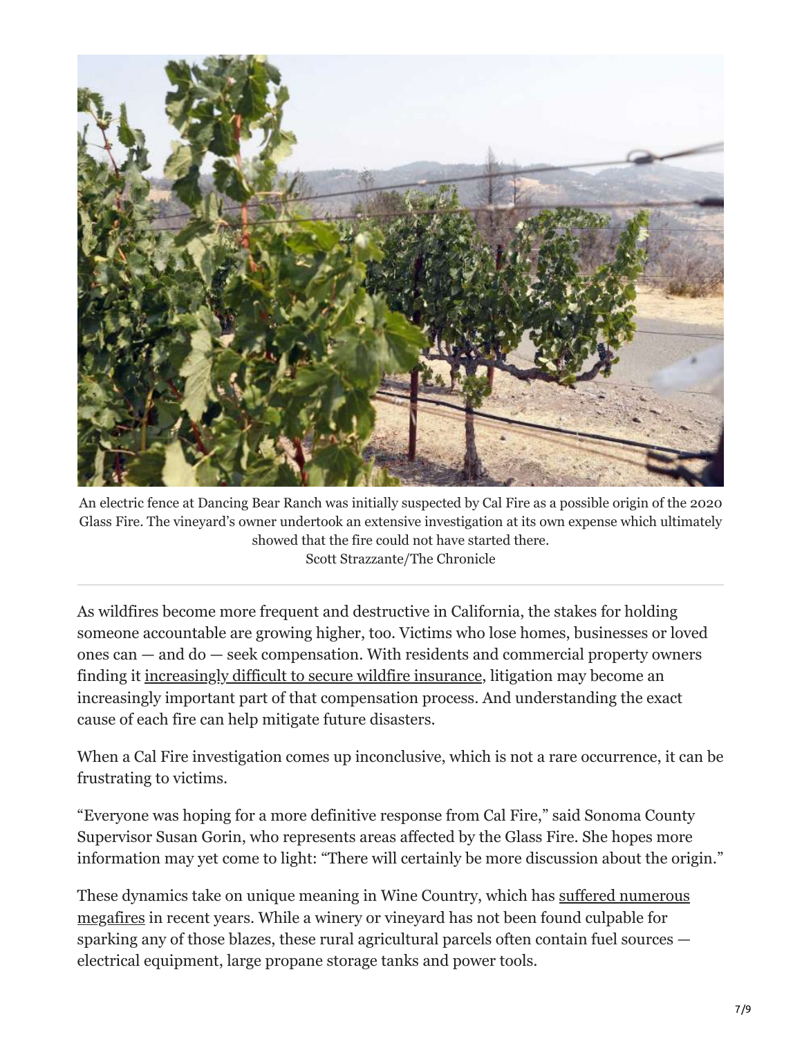An electric fence at Dancing Bear Ranch was initially suspected by Cal Fire as a possible origin of the 2020 Glass Fire. The vineyard's owner undertook an extensive investigation at its own expense which ultimately showed that the fire could not have started there.
Scott Strazzante/The Chronicle

As wildfires become more frequent and destructive in California, the stakes for holding someone accountable are growing higher, too. Victims who lose homes, businesses or loved ones can — and do — seek compensation. With residents and commercial property owners finding it increasingly difficult to secure wildfire insurance, litigation may become an increasingly important part of that compensation process. And understanding the exact cause of each fire can help mitigate future disasters.

When a Cal Fire investigation comes up inconclusive, which is not a rare occurrence, it can be frustrating to victims.

"Everyone was hoping for a more definitive response from Cal Fire," said Sonoma County Supervisor Susan Gorin, who represents areas affected by the Glass Fire. She hopes more information may yet come to light: "There will certainly be more discussion about the origin."

These dynamics take on unique meaning in Wine Country, which has suffered numerous megafires in recent years. While a winery or vineyard has not been found culpable for sparking any of those blazes, these rural agricultural parcels often contain fuel sources — electrical equipment, large propane storage tanks and power tools.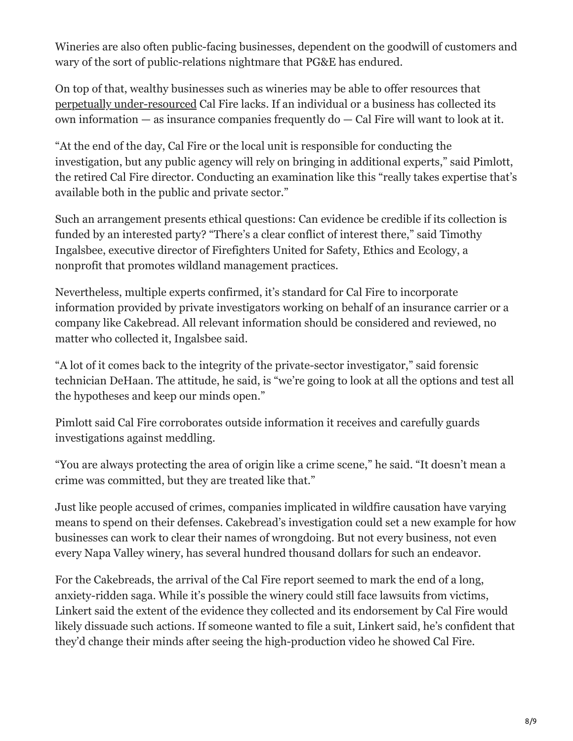Wineries are also often public-facing businesses, dependent on the goodwill of customers and wary of the sort of public-relations nightmare that PG&E has endured.

On top of that, wealthy businesses such as wineries may be able to offer resources that perpetually under-resourced Cal Fire lacks. If an individual or a business has collected its own information — as insurance companies frequently do — Cal Fire will want to look at it.

"At the end of the day, Cal Fire or the local unit is responsible for conducting the investigation, but any public agency will rely on bringing in additional experts," said Pimlott, the retired Cal Fire director. Conducting an examination like this "really takes expertise that's available both in the public and private sector."

Such an arrangement presents ethical questions: Can evidence be credible if its collection is funded by an interested party? "There's a clear conflict of interest there," said Timothy Ingalsbee, executive director of Firefighters United for Safety, Ethics and Ecology, a nonprofit that promotes wildland management practices.

Nevertheless, multiple experts confirmed, it's standard for Cal Fire to incorporate information provided by private investigators working on behalf of an insurance carrier or a company like Cakebread. All relevant information should be considered and reviewed, no matter who collected it, Ingalsbee said.

"A lot of it comes back to the integrity of the private-sector investigator," said forensic technician DeHaan. The attitude, he said, is "we're going to look at all the options and test all the hypotheses and keep our minds open."

Pimlott said Cal Fire corroborates outside information it receives and carefully guards investigations against meddling.

"You are always protecting the area of origin like a crime scene," he said. "It doesn't mean a crime was committed, but they are treated like that."

Just like people accused of crimes, companies implicated in wildfire causation have varying means to spend on their defenses. Cakebread's investigation could set a new example for how businesses can work to clear their names of wrongdoing. But not every business, not even every Napa Valley winery, has several hundred thousand dollars for such an endeavor.

For the Cakebreads, the arrival of the Cal Fire report seemed to mark the end of a long, anxiety-ridden saga. While it's possible the winery could still face lawsuits from victims, Linkert said the extent of the evidence they collected and its endorsement by Cal Fire would likely dissuade such actions. If someone wanted to file a suit, Linkert said, he's confident that they'd change their minds after seeing the high-production video he showed Cal Fire.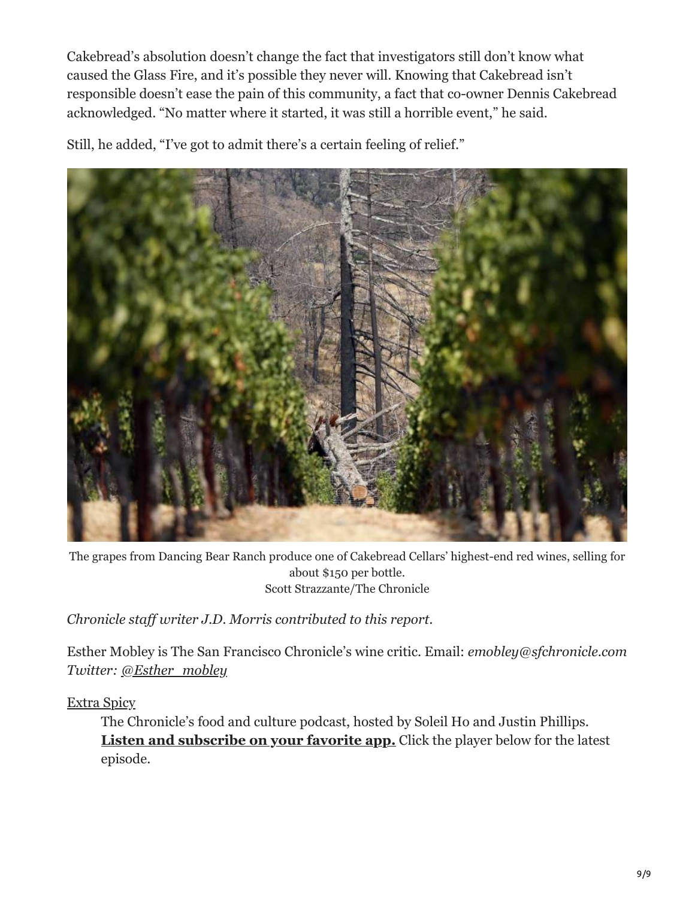Cakebread's absolution doesn't change the fact that investigators still don't know what caused the Glass Fire, and it's possible they never will. Knowing that Cakebread isn't responsible doesn't ease the pain of this community, a fact that co-owner Dennis Cakebread acknowledged. "No matter where it started, it was still a horrible event," he said.

Still, he added, "I've got to admit there's a certain feeling of relief."

The grapes from Dancing Bear Ranch produce one of Cakebread Cellars' highest-end red wines, selling for about $150 per bottle.
Scott Strazzante/The Chronicle

*Chronicle staff writer J.D. Morris contributed to this report.*

Esther Mobley is The San Francisco Chronicle's wine critic. Email: *emobley@sfchronicle.com*
*Twitter: @Esther_mobley*

Extra Spicy

The Chronicle's food and culture podcast, hosted by Soleil Ho and Justin Phillips. **Listen and subscribe on your favorite app.** Click the player below for the latest episode.